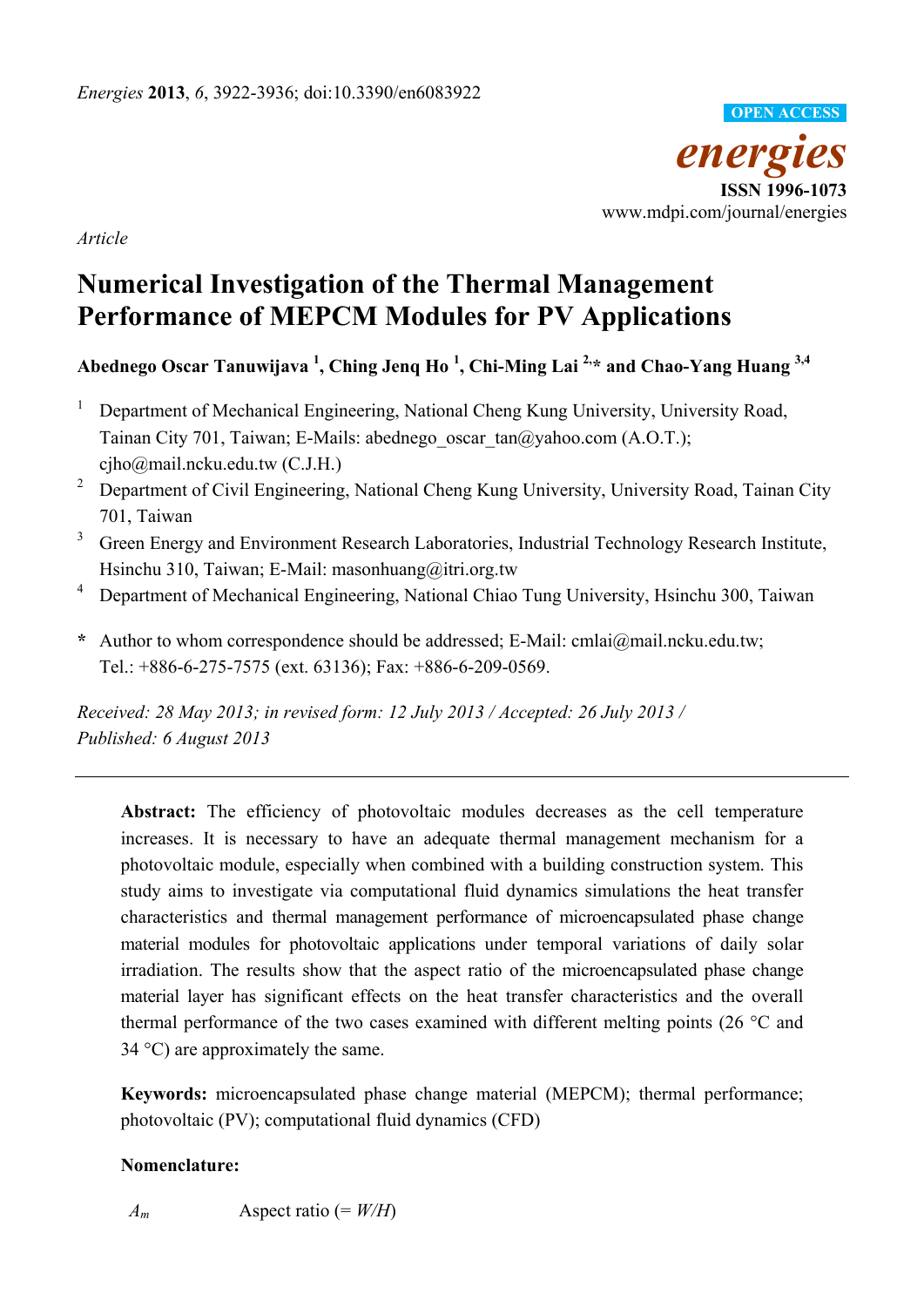*Energies* **2013**, *6*, 3922-3936; doi:10.3390/en6083922

**OPEN ACCESS**

***energies***

**ISSN 1996-1073**

www.mdpi.com/journal/energies

*Article*

# Numerical Investigation of the Thermal Management Performance of MEPCM Modules for PV Applications

**Abednego Oscar Tanuwijava [1], Ching Jenq Ho [1], Chi-Ming Lai [2,*] and Chao-Yang Huang [3,4]**

[1] Department of Mechanical Engineering, National Cheng Kung University, University Road, Tainan City 701, Taiwan; E-Mails: abednego_oscar_tan@yahoo.com (A.O.T.); cjho@mail.ncku.edu.tw (C.J.H.)

[2] Department of Civil Engineering, National Cheng Kung University, University Road, Tainan City 701, Taiwan

[3] Green Energy and Environment Research Laboratories, Industrial Technology Research Institute, Hsinchu 310, Taiwan; E-Mail: masonhuang@itri.org.tw

[4] Department of Mechanical Engineering, National Chiao Tung University, Hsinchu 300, Taiwan

**\*** Author to whom correspondence should be addressed; E-Mail: cmlai@mail.ncku.edu.tw; Tel.: +886-6-275-7575 (ext. 63136); Fax: +886-6-209-0569.

*Received: 28 May 2013; in revised form: 12 July 2013 / Accepted: 26 July 2013 / Published: 6 August 2013*

---

**Abstract:** The efficiency of photovoltaic modules decreases as the cell temperature increases. It is necessary to have an adequate thermal management mechanism for a photovoltaic module, especially when combined with a building construction system. This study aims to investigate via computational fluid dynamics simulations the heat transfer characteristics and thermal management performance of microencapsulated phase change material modules for photovoltaic applications under temporal variations of daily solar irradiation. The results show that the aspect ratio of the microencapsulated phase change material layer has significant effects on the heat transfer characteristics and the overall thermal performance of the two cases examined with different melting points (26 °C and 34 °C) are approximately the same.

**Keywords:** microencapsulated phase change material (MEPCM); thermal performance; photovoltaic (PV); computational fluid dynamics (CFD)

**Nomenclature:**

| | |
|---|---|
| $A_m$ | Aspect ratio (= $W/H$) |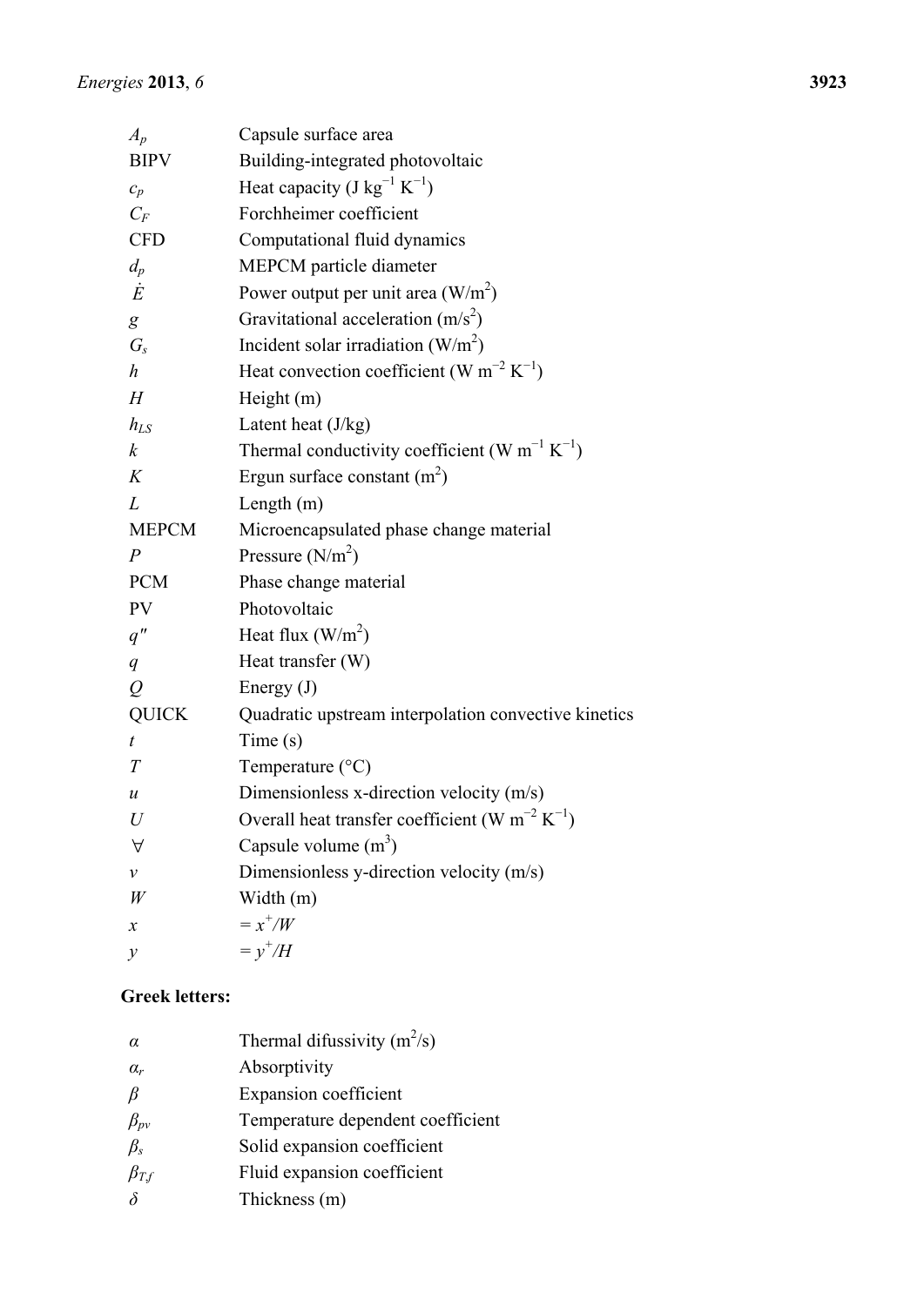| | |
|---|---|
| $A_p$ | Capsule surface area |
| BIPV | Building-integrated photovoltaic |
| $c_p$ | Heat capacity (J kg$^{-1}$ K$^{-1}$) |
| $C_F$ | Forchheimer coefficient |
| CFD | Computational fluid dynamics |
| $d_p$ | MEPCM particle diameter |
| $\dot{E}$ | Power output per unit area (W/m$^2$) |
| $g$ | Gravitational acceleration (m/s$^2$) |
| $G_s$ | Incident solar irradiation (W/m$^2$) |
| $h$ | Heat convection coefficient (W m$^{-2}$ K$^{-1}$) |
| $H$ | Height (m) |
| $h_{LS}$ | Latent heat (J/kg) |
| $k$ | Thermal conductivity coefficient (W m$^{-1}$ K$^{-1}$) |
| $K$ | Ergun surface constant (m$^2$) |
| $L$ | Length (m) |
| MEPCM | Microencapsulated phase change material |
| $P$ | Pressure (N/m$^2$) |
| PCM | Phase change material |
| PV | Photovoltaic |
| $q''$ | Heat flux (W/m$^2$) |
| $q$ | Heat transfer (W) |
| $Q$ | Energy (J) |
| QUICK | Quadratic upstream interpolation convective kinetics |
| $t$ | Time (s) |
| $T$ | Temperature (°C) |
| $u$ | Dimensionless x-direction velocity (m/s) |
| $U$ | Overall heat transfer coefficient (W m$^{-2}$ K$^{-1}$) |
| $\forall$ | Capsule volume (m$^3$) |
| $v$ | Dimensionless y-direction velocity (m/s) |
| $W$ | Width (m) |
| $x$ | $= x^+/W$ |
| $y$ | $= y^+/H$ |

**Greek letters:**

| | |
|---|---|
| $\alpha$ | Thermal difussivity (m$^2$/s) |
| $\alpha_r$ | Absorptivity |
| $\beta$ | Expansion coefficient |
| $\beta_{pv}$ | Temperature dependent coefficient |
| $\beta_s$ | Solid expansion coefficient |
| $\beta_{T,f}$ | Fluid expansion coefficient |
| $\delta$ | Thickness (m) |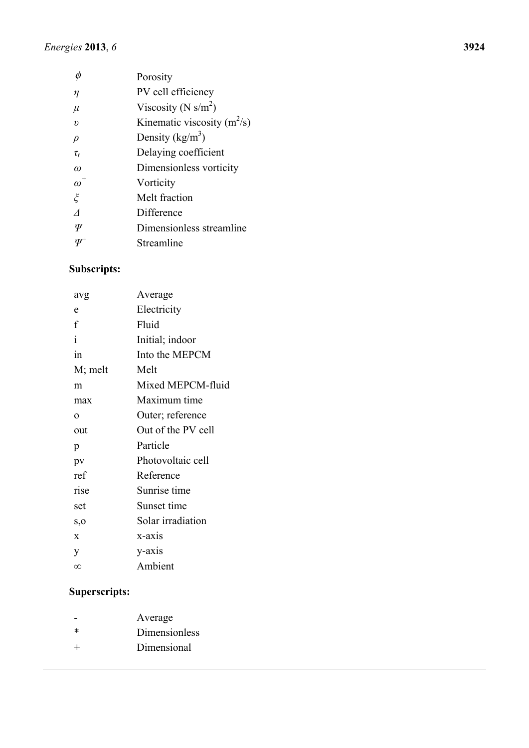| | |
|---|---|
| $\phi$ | Porosity |
| $\eta$ | PV cell efficiency |
| $\mu$ | Viscosity (N s/m$^2$) |
| $\upsilon$ | Kinematic viscosity (m$^2$/s) |
| $\rho$ | Density (kg/m$^3$) |
| $\tau_t$ | Delaying coefficient |
| $\omega$ | Dimensionless vorticity |
| $\omega^+$ | Vorticity |
| $\xi$ | Melt fraction |
| $\Delta$ | Difference |
| $\Psi$ | Dimensionless streamline |
| $\Psi^+$ | Streamline |

**Subscripts:**

| | |
|---|---|
| avg | Average |
| e | Electricity |
| f | Fluid |
| i | Initial; indoor |
| in | Into the MEPCM |
| M; melt | Melt |
| m | Mixed MEPCM-fluid |
| max | Maximum time |
| o | Outer; reference |
| out | Out of the PV cell |
| p | Particle |
| pv | Photovoltaic cell |
| ref | Reference |
| rise | Sunrise time |
| set | Sunset time |
| s,o | Solar irradiation |
| x | x-axis |
| y | y-axis |
| $\infty$ | Ambient |

**Superscripts:**

| | |
|---|---|
| - | Average |
| * | Dimensionless |
| + | Dimensional |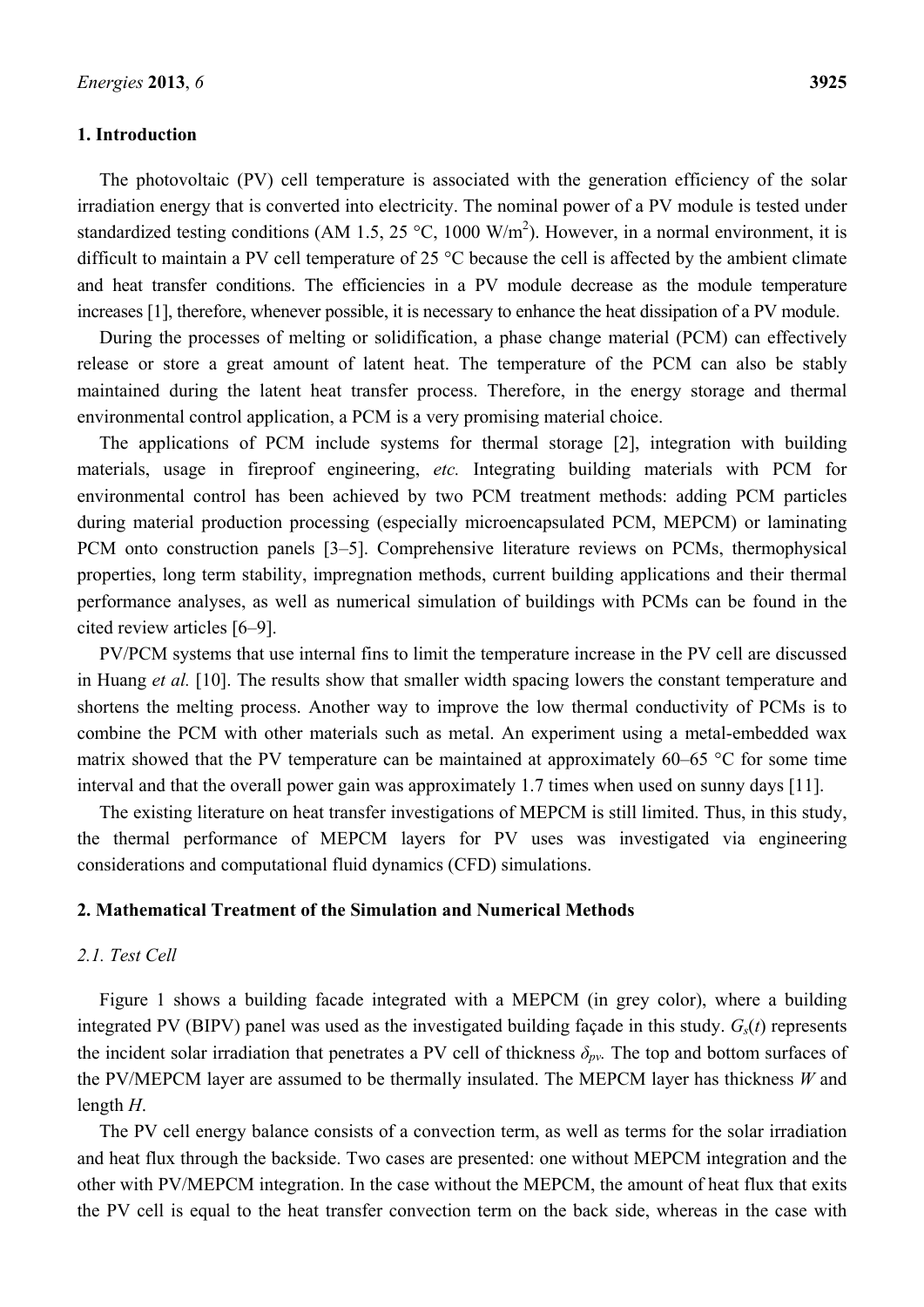## 1. Introduction

The photovoltaic (PV) cell temperature is associated with the generation efficiency of the solar irradiation energy that is converted into electricity. The nominal power of a PV module is tested under standardized testing conditions (AM 1.5, 25 °C, 1000 W/m$^2$). However, in a normal environment, it is difficult to maintain a PV cell temperature of 25 °C because the cell is affected by the ambient climate and heat transfer conditions. The efficiencies in a PV module decrease as the module temperature increases [1], therefore, whenever possible, it is necessary to enhance the heat dissipation of a PV module.

During the processes of melting or solidification, a phase change material (PCM) can effectively release or store a great amount of latent heat. The temperature of the PCM can also be stably maintained during the latent heat transfer process. Therefore, in the energy storage and thermal environmental control application, a PCM is a very promising material choice.

The applications of PCM include systems for thermal storage [2], integration with building materials, usage in fireproof engineering, *etc.* Integrating building materials with PCM for environmental control has been achieved by two PCM treatment methods: adding PCM particles during material production processing (especially microencapsulated PCM, MEPCM) or laminating PCM onto construction panels [3–5]. Comprehensive literature reviews on PCMs, thermophysical properties, long term stability, impregnation methods, current building applications and their thermal performance analyses, as well as numerical simulation of buildings with PCMs can be found in the cited review articles [6–9].

PV/PCM systems that use internal fins to limit the temperature increase in the PV cell are discussed in Huang *et al.* [10]. The results show that smaller width spacing lowers the constant temperature and shortens the melting process. Another way to improve the low thermal conductivity of PCMs is to combine the PCM with other materials such as metal. An experiment using a metal-embedded wax matrix showed that the PV temperature can be maintained at approximately 60–65 °C for some time interval and that the overall power gain was approximately 1.7 times when used on sunny days [11].

The existing literature on heat transfer investigations of MEPCM is still limited. Thus, in this study, the thermal performance of MEPCM layers for PV uses was investigated via engineering considerations and computational fluid dynamics (CFD) simulations.

## 2. Mathematical Treatment of the Simulation and Numerical Methods

### 2.1. Test Cell

Figure 1 shows a building facade integrated with a MEPCM (in grey color), where a building integrated PV (BIPV) panel was used as the investigated building façade in this study. $G_s(t)$ represents the incident solar irradiation that penetrates a PV cell of thickness $\delta_{pv}$. The top and bottom surfaces of the PV/MEPCM layer are assumed to be thermally insulated. The MEPCM layer has thickness $W$ and length $H$.

The PV cell energy balance consists of a convection term, as well as terms for the solar irradiation and heat flux through the backside. Two cases are presented: one without MEPCM integration and the other with PV/MEPCM integration. In the case without the MEPCM, the amount of heat flux that exits the PV cell is equal to the heat transfer convection term on the back side, whereas in the case with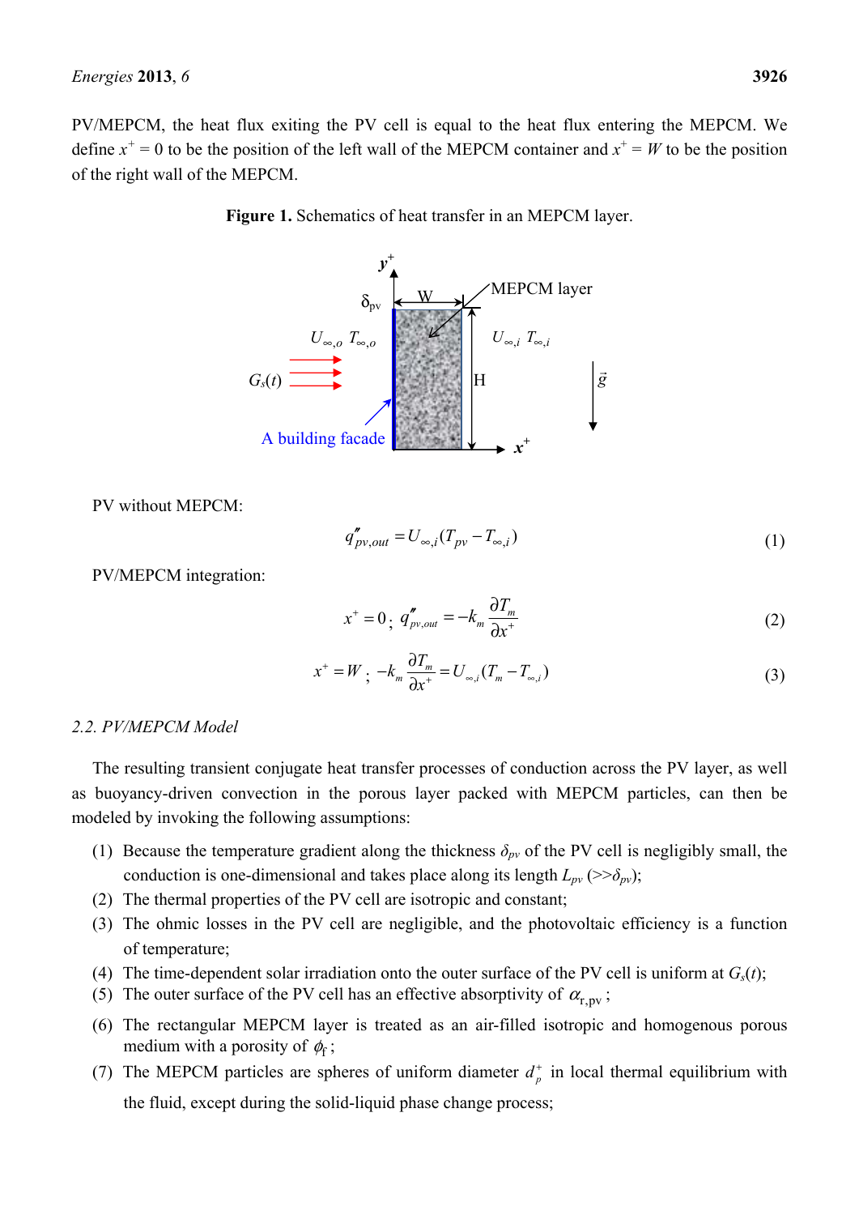PV/MEPCM, the heat flux exiting the PV cell is equal to the heat flux entering the MEPCM. We define $x^+ = 0$ to be the position of the left wall of the MEPCM container and $x^+ = W$ to be the position of the right wall of the MEPCM.

**Figure 1.** Schematics of heat transfer in an MEPCM layer.

PV without MEPCM:

$$q''_{pv,out} = U_{\infty,i}(T_{pv} - T_{\infty,i}) \tag{1}$$

PV/MEPCM integration:

$$x^+ = 0;\ q''_{pv,out} = -k_m \frac{\partial T_m}{\partial x^+} \tag{2}$$

$$x^+ = W;\ -k_m \frac{\partial T_m}{\partial x^+} = U_{\infty,i}(T_m - T_{\infty,i}) \tag{3}$$

### *2.2. PV/MEPCM Model*

The resulting transient conjugate heat transfer processes of conduction across the PV layer, as well as buoyancy-driven convection in the porous layer packed with MEPCM particles, can then be modeled by invoking the following assumptions:

(1) Because the temperature gradient along the thickness $\delta_{pv}$ of the PV cell is negligibly small, the conduction is one-dimensional and takes place along its length $L_{pv}$ ($\gg \delta_{pv}$);
(2) The thermal properties of the PV cell are isotropic and constant;
(3) The ohmic losses in the PV cell are negligible, and the photovoltaic efficiency is a function of temperature;
(4) The time-dependent solar irradiation onto the outer surface of the PV cell is uniform at $G_s(t)$;
(5) The outer surface of the PV cell has an effective absorptivity of $\alpha_{\mathrm{r,pv}}$;
(6) The rectangular MEPCM layer is treated as an air-filled isotropic and homogenous porous medium with a porosity of $\phi_{\mathrm{f}}$;
(7) The MEPCM particles are spheres of uniform diameter $d_p^+$ in local thermal equilibrium with the fluid, except during the solid-liquid phase change process;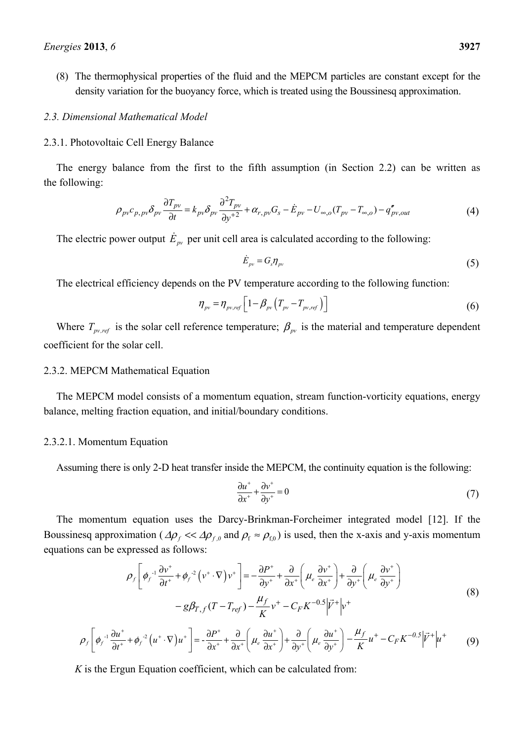(8) The thermophysical properties of the fluid and the MEPCM particles are constant except for the density variation for the buoyancy force, which is treated using the Boussinesq approximation.

### 2.3. Dimensional Mathematical Model

#### 2.3.1. Photovoltaic Cell Energy Balance

The energy balance from the first to the fifth assumption (in Section 2.2) can be written as the following:

$$\rho_{pv} c_{p,pv} \delta_{pv} \frac{\partial T_{pv}}{\partial t} = k_{pv} \delta_{pv} \frac{\partial^2 T_{pv}}{\partial y^{+2}} + \alpha_{r,pv} G_s - \dot{E}_{pv} - U_{\infty,o}(T_{pv} - T_{\infty,o}) - q''_{pv,out} \tag{4}$$

The electric power output $\dot{E}_{pv}$ per unit cell area is calculated according to the following:

$$\dot{E}_{pv} = G_s \eta_{pv} \tag{5}$$

The electrical efficiency depends on the PV temperature according to the following function:

$$\eta_{pv} = \eta_{pv,ref}\left[1 - \beta_{pv}\left(T_{pv} - T_{pv,ref}\right)\right] \tag{6}$$

Where $T_{pv,ref}$ is the solar cell reference temperature; $\beta_{pv}$ is the material and temperature dependent coefficient for the solar cell.

#### 2.3.2. MEPCM Mathematical Equation

The MEPCM model consists of a momentum equation, stream function-vorticity equations, energy balance, melting fraction equation, and initial/boundary conditions.

##### 2.3.2.1. Momentum Equation

Assuming there is only 2-D heat transfer inside the MEPCM, the continuity equation is the following:

$$\frac{\partial u^+}{\partial x^+} + \frac{\partial v^+}{\partial y^+} = 0 \tag{7}$$

The momentum equation uses the Darcy-Brinkman-Forcheimer integrated model [12]. If the Boussinesq approximation ($\Delta\rho_f << \Delta\rho_{f,0}$ and $\rho_f \approx \rho_{f0}$) is used, then the x-axis and y-axis momentum equations can be expressed as follows:

$$\rho_f\left[\phi_f^{-1}\frac{\partial v^+}{\partial t^+} + \phi_f^{-2}\left(v^+ \cdot \nabla\right)v^+\right] = -\frac{\partial P^+}{\partial y^+} + \frac{\partial}{\partial x^+}\left(\mu_e \frac{\partial v^+}{\partial x^+}\right) + \frac{\partial}{\partial y^+}\left(\mu_e \frac{\partial v^+}{\partial y^+}\right) - g\beta_{T,f}(T - T_{ref}) - \frac{\mu_f}{K}v^+ - C_F K^{-0.5}\left|\vec{V}^+\right|v^+ \tag{8}$$

$$\rho_f\left[\phi_f^{-1}\frac{\partial u^+}{\partial t^+} + \phi_f^{-2}\left(u^+ \cdot \nabla\right)u^+\right] = -\frac{\partial P^+}{\partial x^+} + \frac{\partial}{\partial x^+}\left(\mu_e \frac{\partial u^+}{\partial x^+}\right) + \frac{\partial}{\partial y^+}\left(\mu_e \frac{\partial u^+}{\partial y^+}\right) - \frac{\mu_f}{K}u^+ - C_F K^{-0.5}\left|\vec{V}^+\right|u^+ \tag{9}$$

$K$ is the Ergun Equation coefficient, which can be calculated from: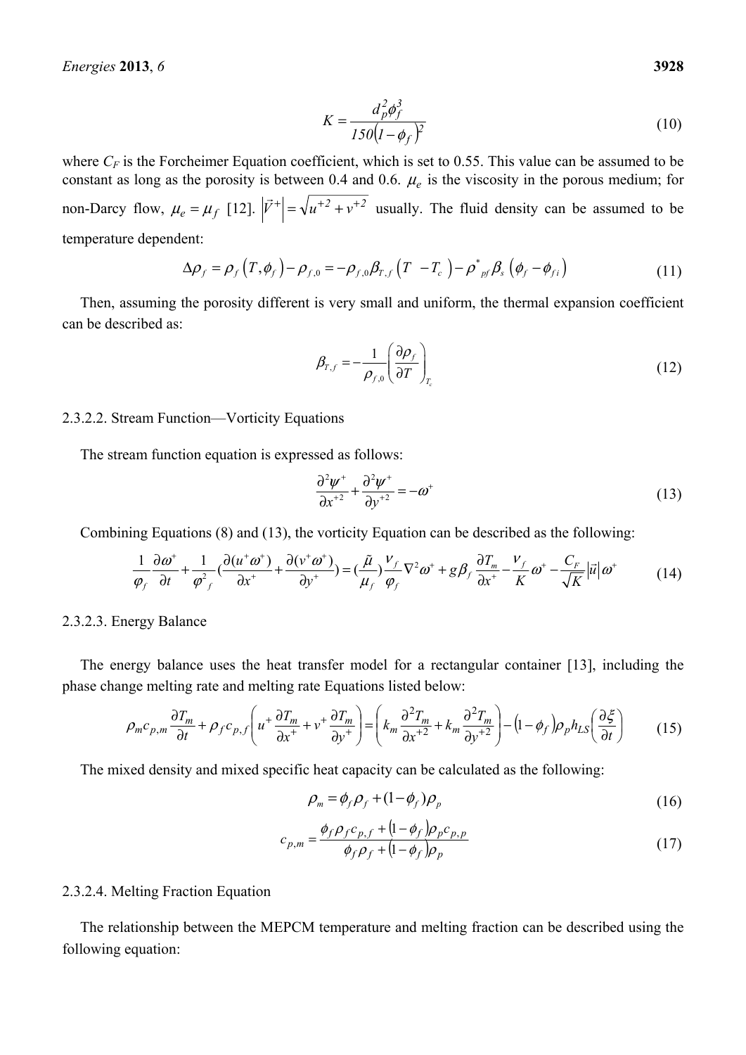$$K = \frac{d_p^2 \phi_f^3}{150\left(1-\phi_f\right)^2} \tag{10}$$

where $C_F$ is the Forcheimer Equation coefficient, which is set to 0.55. This value can be assumed to be constant as long as the porosity is between 0.4 and 0.6. $\mu_e$ is the viscosity in the porous medium; for non-Darcy flow, $\mu_e = \mu_f$ [12]. $\left|\vec{V}^+\right| = \sqrt{u^{+2} + v^{+2}}$ usually. The fluid density can be assumed to be temperature dependent:

$$\Delta\rho_f = \rho_f\left(T, \phi_f\right) - \rho_{f,0} = -\rho_{f,0}\beta_{T,f}\left(T - T_c\right) - \rho^*_{pf}\beta_s\left(\phi_f - \phi_{fi}\right) \tag{11}$$

Then, assuming the porosity different is very small and uniform, the thermal expansion coefficient can be described as:

$$\beta_{T,f} = -\frac{1}{\rho_{f,0}}\left(\frac{\partial \rho_f}{\partial T}\right)_{T_c} \tag{12}$$

2.3.2.2. Stream Function—Vorticity Equations

The stream function equation is expressed as follows:

$$\frac{\partial^2 \psi^+}{\partial x^{+2}} + \frac{\partial^2 \psi^+}{\partial y^{+2}} = -\omega^+ \tag{13}$$

Combining Equations (8) and (13), the vorticity Equation can be described as the following:

$$\frac{1}{\varphi_f}\frac{\partial \omega^+}{\partial t} + \frac{1}{\varphi_f^2}\left(\frac{\partial(u^+\omega^+)}{\partial x^+} + \frac{\partial(v^+\omega^+)}{\partial y^+}\right) = \left(\frac{\tilde{\mu}}{\mu_f}\right)\frac{v_f}{\varphi_f}\nabla^2\omega^+ + g\beta_f\frac{\partial T_m}{\partial x^+} - \frac{v_f}{K}\omega^+ - \frac{C_F}{\sqrt{K}}\left|\vec{u}\right|\omega^+ \tag{14}$$

2.3.2.3. Energy Balance

The energy balance uses the heat transfer model for a rectangular container [13], including the phase change melting rate and melting rate Equations listed below:

$$\rho_m c_{p,m}\frac{\partial T_m}{\partial t} + \rho_f c_{p,f}\left(u^+\frac{\partial T_m}{\partial x^+} + v^+\frac{\partial T_m}{\partial y^+}\right) = \left(k_m\frac{\partial^2 T_m}{\partial x^{+2}} + k_m\frac{\partial^2 T_m}{\partial y^{+2}}\right) - \left(1-\phi_f\right)\rho_p h_{LS}\left(\frac{\partial \xi}{\partial t}\right) \tag{15}$$

The mixed density and mixed specific heat capacity can be calculated as the following:

$$\rho_m = \phi_f\rho_f + (1-\phi_f)\rho_p \tag{16}$$

$$c_{p,m} = \frac{\phi_f\rho_f c_{p,f} + \left(1-\phi_f\right)\rho_p c_{p,p}}{\phi_f\rho_f + \left(1-\phi_f\right)\rho_p} \tag{17}$$

2.3.2.4. Melting Fraction Equation

The relationship between the MEPCM temperature and melting fraction can be described using the following equation: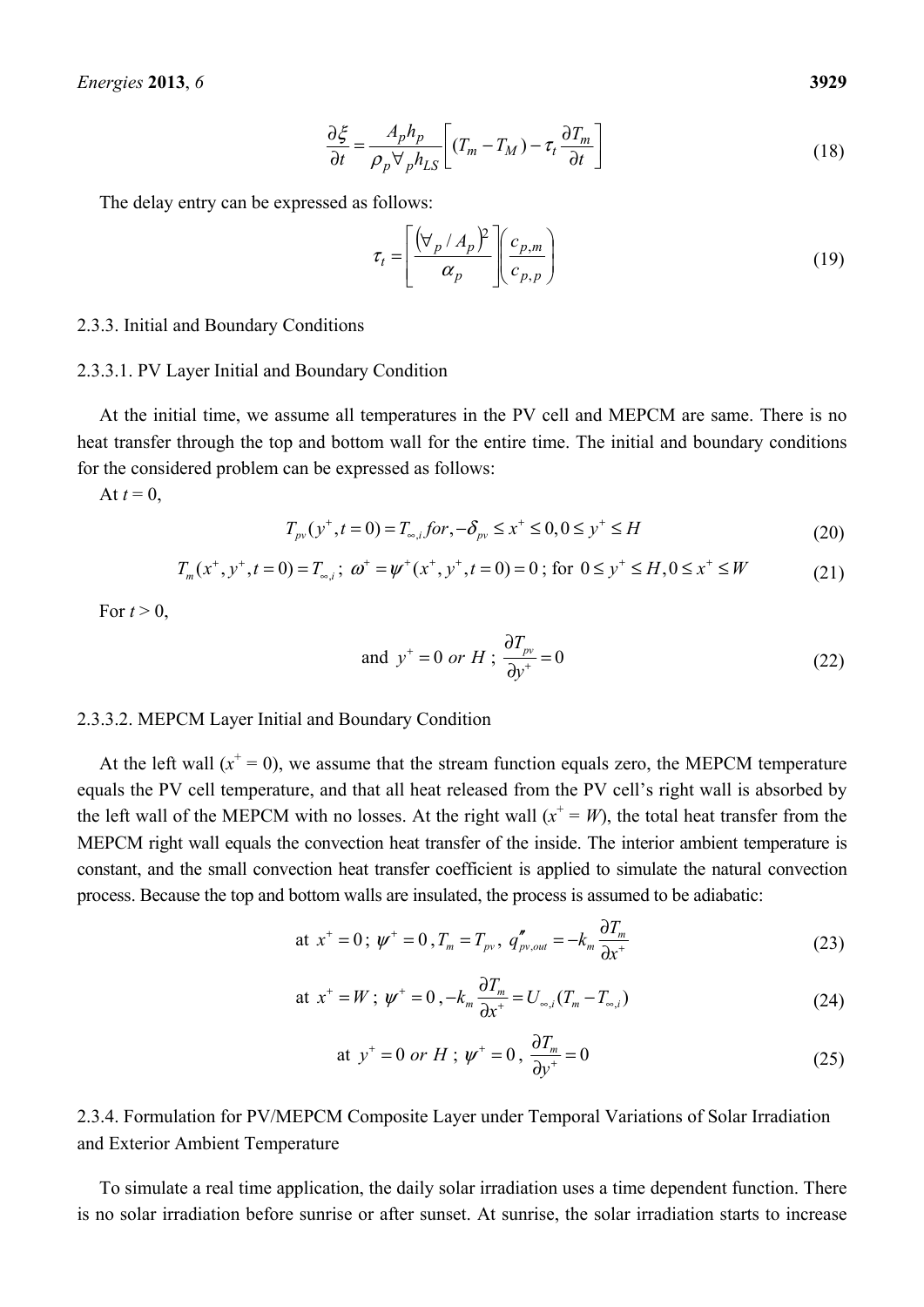$$\frac{\partial \xi}{\partial t} = \frac{A_p h_p}{\rho_p \forall_p h_{LS}} \left[ (T_m - T_M) - \tau_t \frac{\partial T_m}{\partial t} \right] \tag{18}$$

The delay entry can be expressed as follows:

$$\tau_t = \left[ \frac{(\forall_p / A_p)^2}{\alpha_p} \right] \left( \frac{c_{p,m}}{c_{p,p}} \right) \tag{19}$$

#### 2.3.3. Initial and Boundary Conditions

##### 2.3.3.1. PV Layer Initial and Boundary Condition

At the initial time, we assume all temperatures in the PV cell and MEPCM are same. There is no heat transfer through the top and bottom wall for the entire time. The initial and boundary conditions for the considered problem can be expressed as follows:

At $t = 0$,

$$T_{pv}(y^+, t=0) = T_{\infty,i} \, for, -\delta_{pv} \le x^+ \le 0, 0 \le y^+ \le H \tag{20}$$

$$T_m(x^+, y^+, t=0) = T_{\infty,i} \, ; \; \omega^+ = \psi^+(x^+, y^+, t=0) = 0 \, ; \text{ for } 0 \le y^+ \le H, 0 \le x^+ \le W \tag{21}$$

For $t > 0$,

$$\text{and } y^+ = 0 \; or \; H \, ; \; \frac{\partial T_{pv}}{\partial y^+} = 0 \tag{22}$$

##### 2.3.3.2. MEPCM Layer Initial and Boundary Condition

At the left wall ($x^+ = 0$), we assume that the stream function equals zero, the MEPCM temperature equals the PV cell temperature, and that all heat released from the PV cell's right wall is absorbed by the left wall of the MEPCM with no losses. At the right wall ($x^+ = W$), the total heat transfer from the MEPCM right wall equals the convection heat transfer of the inside. The interior ambient temperature is constant, and the small convection heat transfer coefficient is applied to simulate the natural convection process. Because the top and bottom walls are insulated, the process is assumed to be adiabatic:

$$\text{at } x^+ = 0 \, ; \; \psi^+ = 0 \, , T_m = T_{pv} \, , \; q''_{pv,out} = -k_m \frac{\partial T_m}{\partial x^+} \tag{23}$$

$$\text{at } x^+ = W \, ; \; \psi^+ = 0 \, , -k_m \frac{\partial T_m}{\partial x^+} = U_{\infty,i}(T_m - T_{\infty,i}) \tag{24}$$

$$\text{at } y^+ = 0 \; or \; H \, ; \; \psi^+ = 0 \, , \; \frac{\partial T_m}{\partial y^+} = 0 \tag{25}$$

#### 2.3.4. Formulation for PV/MEPCM Composite Layer under Temporal Variations of Solar Irradiation and Exterior Ambient Temperature

To simulate a real time application, the daily solar irradiation uses a time dependent function. There is no solar irradiation before sunrise or after sunset. At sunrise, the solar irradiation starts to increase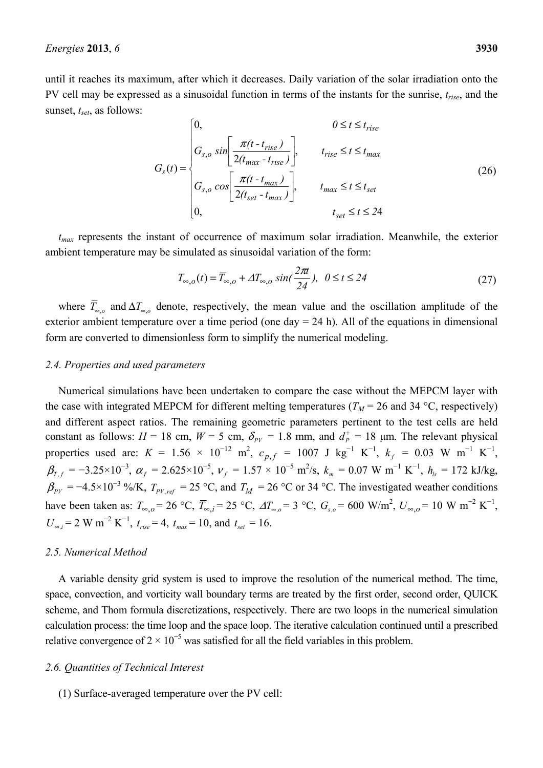until it reaches its maximum, after which it decreases. Daily variation of the solar irradiation onto the PV cell may be expressed as a sinusoidal function in terms of the instants for the sunrise, $t_{rise}$, and the sunset, $t_{set}$, as follows:

$$G_s(t) = \begin{cases} 0, & 0 \le t \le t_{rise} \\ G_{s,o}\, sin\left[\dfrac{\pi(t - t_{rise})}{2(t_{max} - t_{rise})}\right], & t_{rise} \le t \le t_{max} \\ G_{s,o}\, cos\left[\dfrac{\pi(t - t_{max})}{2(t_{set} - t_{max})}\right], & t_{max} \le t \le t_{set} \\ 0, & t_{set} \le t \le 24 \end{cases} \tag{26}$$

$t_{max}$ represents the instant of occurrence of maximum solar irradiation. Meanwhile, the exterior ambient temperature may be simulated as sinusoidal variation of the form:

$$T_{\infty,o}(t) = \overline{T}_{\infty,o} + \Delta T_{\infty,o}\, sin(\frac{2\pi t}{24}),\;\; 0 \le t \le 24 \tag{27}$$

where $\overline{T}_{\infty,o}$ and $\Delta T_{\infty,o}$ denote, respectively, the mean value and the oscillation amplitude of the exterior ambient temperature over a time period (one day = 24 h). All of the equations in dimensional form are converted to dimensionless form to simplify the numerical modeling.

### 2.4. Properties and used parameters

Numerical simulations have been undertaken to compare the case without the MEPCM layer with the case with integrated MEPCM for different melting temperatures ($T_M$ = 26 and 34 °C, respectively) and different aspect ratios. The remaining geometric parameters pertinent to the test cells are held constant as follows: $H$ = 18 cm, $W$ = 5 cm, $\delta_{PV}$ = 1.8 mm, and $d_P^+$ = 18 μm. The relevant physical properties used are: $K$ = 1.56 × $10^{-12}$ m$^2$, $c_{p,f}$ = 1007 J kg$^{-1}$ K$^{-1}$, $k_f$ = 0.03 W m$^{-1}$ K$^{-1}$, $\beta_{T,f}$ = −3.25×$10^{-3}$, $\alpha_f$ = 2.625×$10^{-5}$, $\nu_f$ = 1.57 × $10^{-5}$ m$^2$/s, $k_m$ = 0.07 W m$^{-1}$ K$^{-1}$, $h_{ls}$ = 172 kJ/kg, $\beta_{PV}$ = −4.5×$10^{-3}$ %/K, $T_{PV,ref}$ = 25 °C, and $T_M$ = 26 °C or 34 °C. The investigated weather conditions have been taken as: $T_{\infty,o}$ = 26 °C, $\overline{T}_{\infty,i}$ = 25 °C, $\Delta T_{\infty,o}$ = 3 °C, $G_{s,o}$ = 600 W/m$^2$, $U_{\infty,o}$ = 10 W m$^{-2}$ K$^{-1}$, $U_{\infty,i}$ = 2 W m$^{-2}$ K$^{-1}$, $t_{rise}$ = 4, $t_{max}$ = 10, and $t_{set}$ = 16.

### 2.5. Numerical Method

A variable density grid system is used to improve the resolution of the numerical method. The time, space, convection, and vorticity wall boundary terms are treated by the first order, second order, QUICK scheme, and Thom formula discretizations, respectively. There are two loops in the numerical simulation calculation process: the time loop and the space loop. The iterative calculation continued until a prescribed relative convergence of 2 × $10^{-5}$ was satisfied for all the field variables in this problem.

### 2.6. Quantities of Technical Interest

(1) Surface-averaged temperature over the PV cell: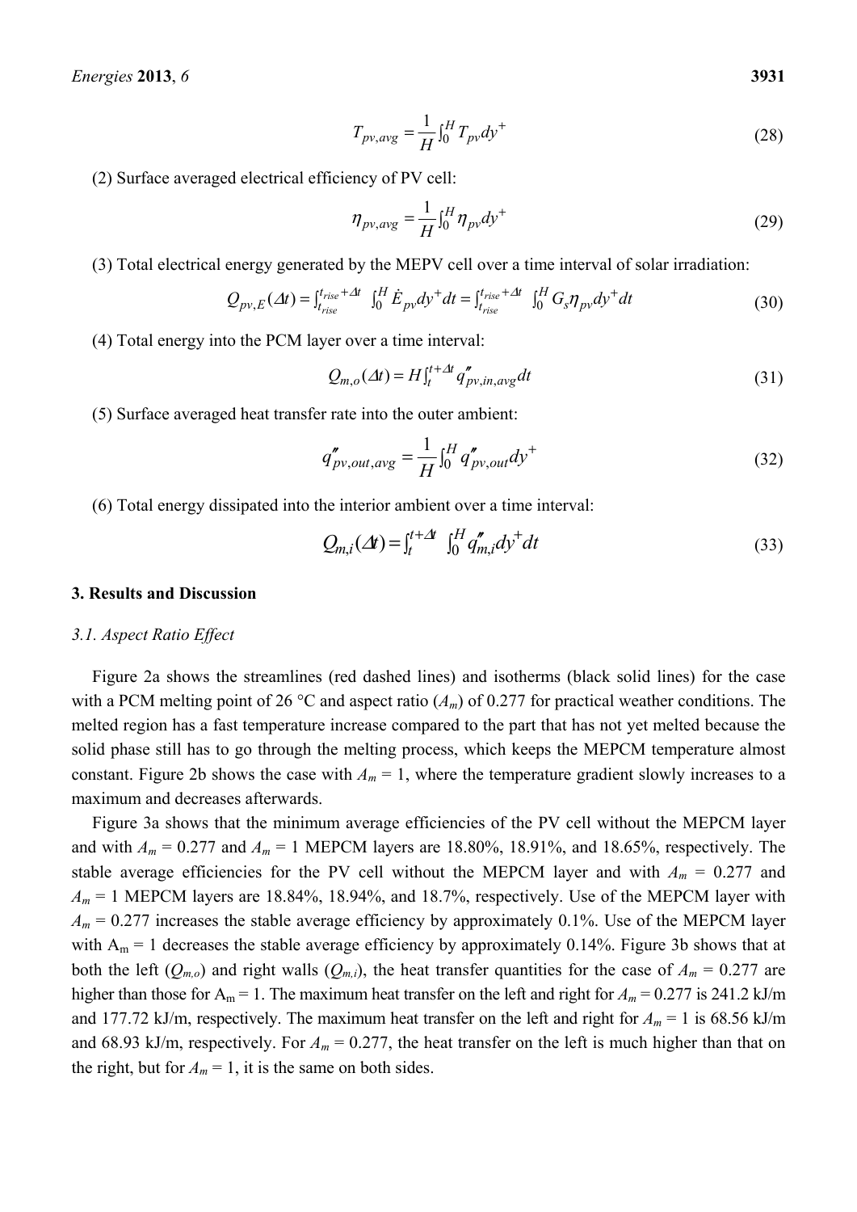$$T_{pv,avg} = \frac{1}{H}\int_0^H T_{pv} dy^+ \tag{28}$$

(2) Surface averaged electrical efficiency of PV cell:

$$\eta_{pv,avg} = \frac{1}{H}\int_0^H \eta_{pv} dy^+ \tag{29}$$

(3) Total electrical energy generated by the MEPV cell over a time interval of solar irradiation:

$$Q_{pv,E}(\Delta t) = \int_{t_{rise}}^{t_{rise}+\Delta t} \int_0^H \dot{E}_{pv} dy^+ dt = \int_{t_{rise}}^{t_{rise}+\Delta t} \int_0^H G_s \eta_{pv} dy^+ dt \tag{30}$$

(4) Total energy into the PCM layer over a time interval:

$$Q_{m,o}(\Delta t) = H\int_t^{t+\Delta t} q''_{pv,in,avg} dt \tag{31}$$

(5) Surface averaged heat transfer rate into the outer ambient:

$$q''_{pv,out,avg} = \frac{1}{H}\int_0^H q''_{pv,out} dy^+ \tag{32}$$

(6) Total energy dissipated into the interior ambient over a time interval:

$$Q_{m,i}(\Delta t) = \int_t^{t+\Delta t} \int_0^H q''_{m,i} dy^+ dt \tag{33}$$

## 3. Results and Discussion

### *3.1. Aspect Ratio Effect*

Figure 2a shows the streamlines (red dashed lines) and isotherms (black solid lines) for the case with a PCM melting point of 26 °C and aspect ratio ($A_m$) of 0.277 for practical weather conditions. The melted region has a fast temperature increase compared to the part that has not yet melted because the solid phase still has to go through the melting process, which keeps the MEPCM temperature almost constant. Figure 2b shows the case with $A_m = 1$, where the temperature gradient slowly increases to a maximum and decreases afterwards.

Figure 3a shows that the minimum average efficiencies of the PV cell without the MEPCM layer and with $A_m = 0.277$ and $A_m = 1$ MEPCM layers are 18.80%, 18.91%, and 18.65%, respectively. The stable average efficiencies for the PV cell without the MEPCM layer and with $A_m = 0.277$ and $A_m = 1$ MEPCM layers are 18.84%, 18.94%, and 18.7%, respectively. Use of the MEPCM layer with $A_m = 0.277$ increases the stable average efficiency by approximately 0.1%. Use of the MEPCM layer with $A_m = 1$ decreases the stable average efficiency by approximately 0.14%. Figure 3b shows that at both the left ($Q_{m,o}$) and right walls ($Q_{m,i}$), the heat transfer quantities for the case of $A_m = 0.277$ are higher than those for $A_m = 1$. The maximum heat transfer on the left and right for $A_m = 0.277$ is 241.2 kJ/m and 177.72 kJ/m, respectively. The maximum heat transfer on the left and right for $A_m = 1$ is 68.56 kJ/m and 68.93 kJ/m, respectively. For $A_m = 0.277$, the heat transfer on the left is much higher than that on the right, but for $A_m = 1$, it is the same on both sides.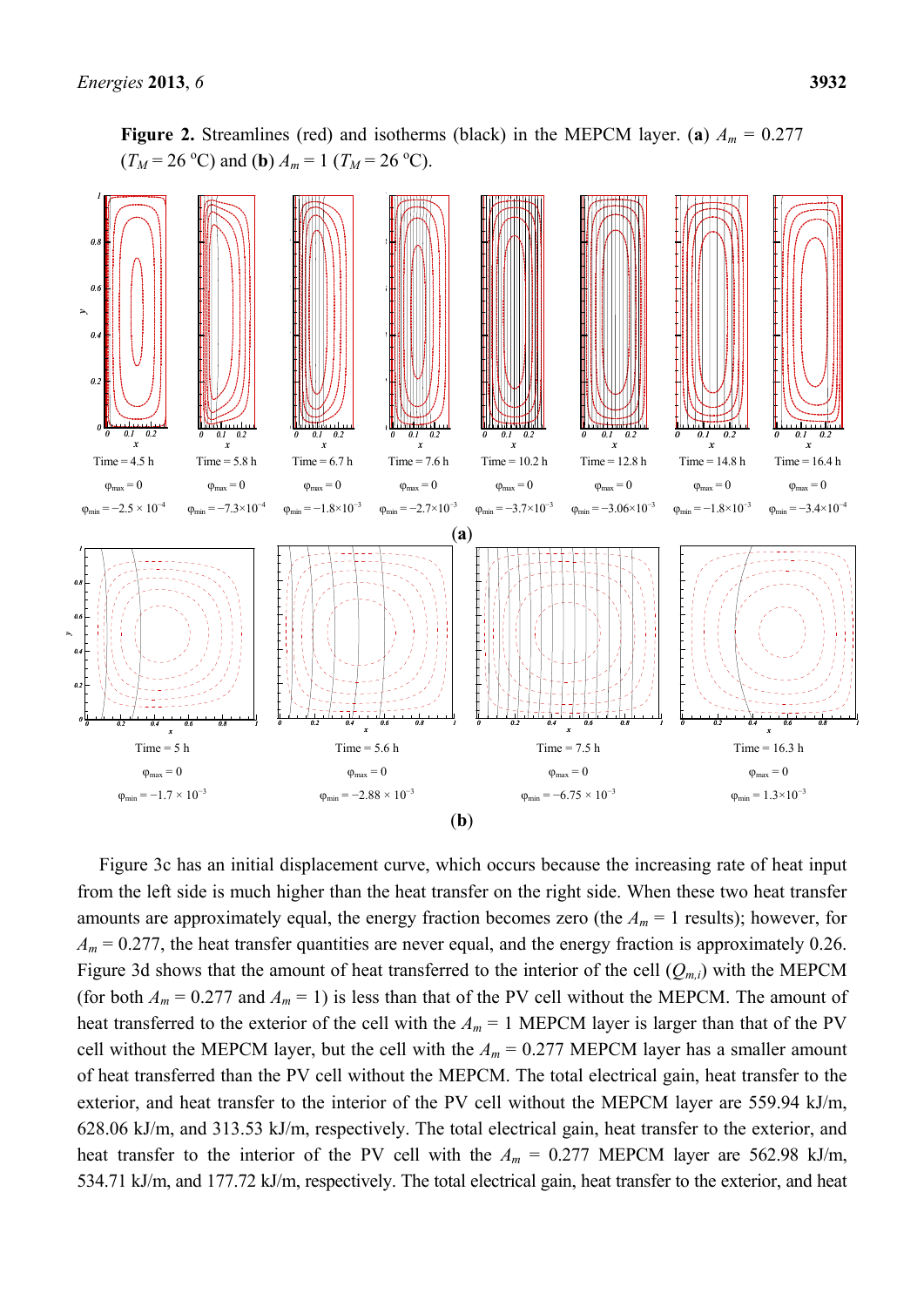**Figure 2.** Streamlines (red) and isotherms (black) in the MEPCM layer. (**a**) $A_m$ = 0.277 ($T_M$ = 26 °C) and (**b**) $A_m$ = 1 ($T_M$ = 26 °C).

Time = 4.5 h, $\varphi_{max} = 0$, $\varphi_{min} = -2.5 \times 10^{-4}$; Time = 5.8 h, $\varphi_{max} = 0$, $\varphi_{min} = -7.3\times10^{-4}$; Time = 6.7 h, $\varphi_{max} = 0$, $\varphi_{min} = -1.8\times10^{-3}$; Time = 7.6 h, $\varphi_{max} = 0$, $\varphi_{min} = -2.7\times10^{-3}$; Time = 10.2 h, $\varphi_{max} = 0$, $\varphi_{min} = -3.7\times10^{-3}$; Time = 12.8 h, $\varphi_{max} = 0$, $\varphi_{min} = -3.06\times10^{-3}$; Time = 14.8 h, $\varphi_{max} = 0$, $\varphi_{min} = -1.8\times10^{-3}$; Time = 16.4 h, $\varphi_{max} = 0$, $\varphi_{min} = -3.4\times10^{-4}$

(**a**)

Time = 5 h, $\varphi_{max} = 0$, $\varphi_{min} = -1.7 \times 10^{-3}$; Time = 5.6 h, $\varphi_{max} = 0$, $\varphi_{min} = -2.88 \times 10^{-3}$; Time = 7.5 h, $\varphi_{max} = 0$, $\varphi_{min} = -6.75 \times 10^{-3}$; Time = 16.3 h, $\varphi_{max} = 0$, $\varphi_{min} = 1.3\times10^{-3}$

(**b**)

Figure 3c has an initial displacement curve, which occurs because the increasing rate of heat input from the left side is much higher than the heat transfer on the right side. When these two heat transfer amounts are approximately equal, the energy fraction becomes zero (the $A_m$ = 1 results); however, for $A_m$ = 0.277, the heat transfer quantities are never equal, and the energy fraction is approximately 0.26. Figure 3d shows that the amount of heat transferred to the interior of the cell ($Q_{m,i}$) with the MEPCM (for both $A_m$ = 0.277 and $A_m$ = 1) is less than that of the PV cell without the MEPCM. The amount of heat transferred to the exterior of the cell with the $A_m$ = 1 MEPCM layer is larger than that of the PV cell without the MEPCM layer, but the cell with the $A_m$ = 0.277 MEPCM layer has a smaller amount of heat transferred than the PV cell without the MEPCM. The total electrical gain, heat transfer to the exterior, and heat transfer to the interior of the PV cell without the MEPCM layer are 559.94 kJ/m, 628.06 kJ/m, and 313.53 kJ/m, respectively. The total electrical gain, heat transfer to the exterior, and heat transfer to the interior of the PV cell with the $A_m$ = 0.277 MEPCM layer are 562.98 kJ/m, 534.71 kJ/m, and 177.72 kJ/m, respectively. The total electrical gain, heat transfer to the exterior, and heat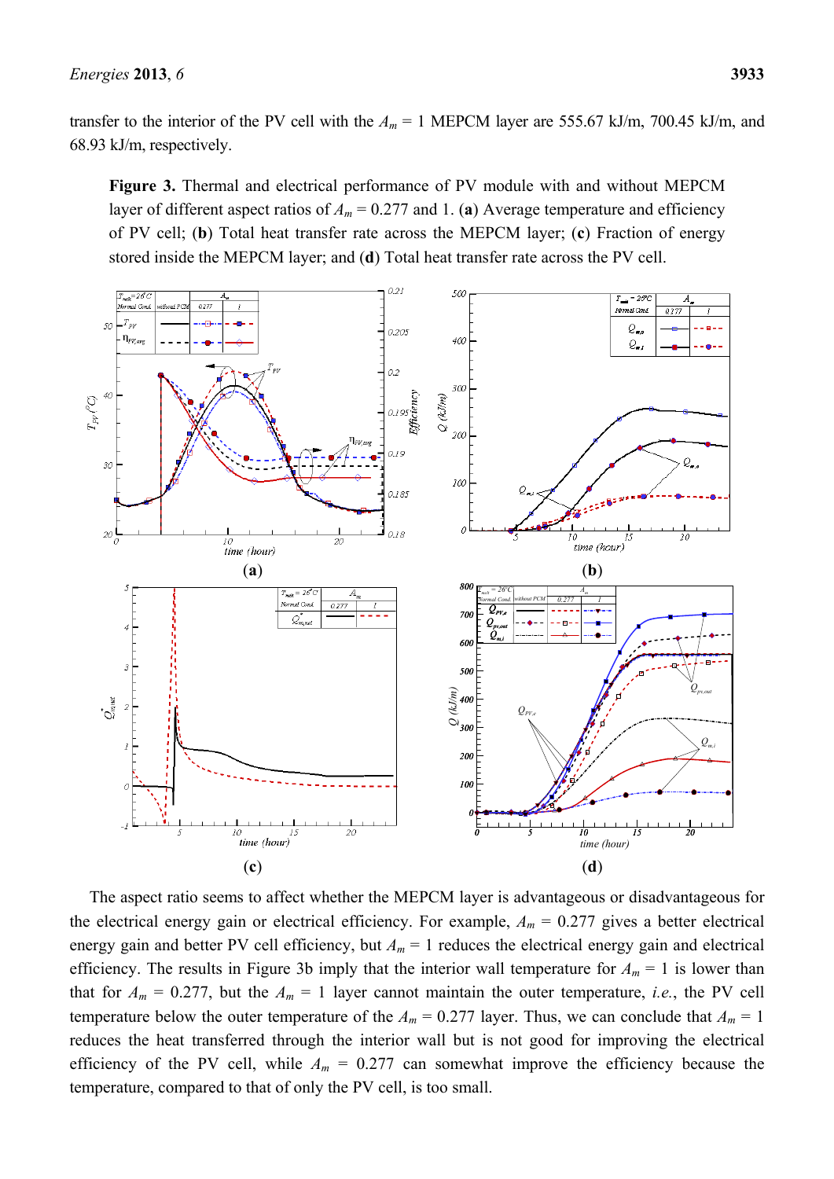transfer to the interior of the PV cell with the $A_m$ = 1 MEPCM layer are 555.67 kJ/m, 700.45 kJ/m, and 68.93 kJ/m, respectively.

**Figure 3.** Thermal and electrical performance of PV module with and without MEPCM layer of different aspect ratios of $A_m$ = 0.277 and 1. (**a**) Average temperature and efficiency of PV cell; (**b**) Total heat transfer rate across the MEPCM layer; (**c**) Fraction of energy stored inside the MEPCM layer; and (**d**) Total heat transfer rate across the PV cell.

The aspect ratio seems to affect whether the MEPCM layer is advantageous or disadvantageous for the electrical energy gain or electrical efficiency. For example, $A_m$ = 0.277 gives a better electrical energy gain and better PV cell efficiency, but $A_m$ = 1 reduces the electrical energy gain and electrical efficiency. The results in Figure 3b imply that the interior wall temperature for $A_m$ = 1 is lower than that for $A_m$ = 0.277, but the $A_m$ = 1 layer cannot maintain the outer temperature, *i.e.*, the PV cell temperature below the outer temperature of the $A_m$ = 0.277 layer. Thus, we can conclude that $A_m$ = 1 reduces the heat transferred through the interior wall but is not good for improving the electrical efficiency of the PV cell, while $A_m$ = 0.277 can somewhat improve the efficiency because the temperature, compared to that of only the PV cell, is too small.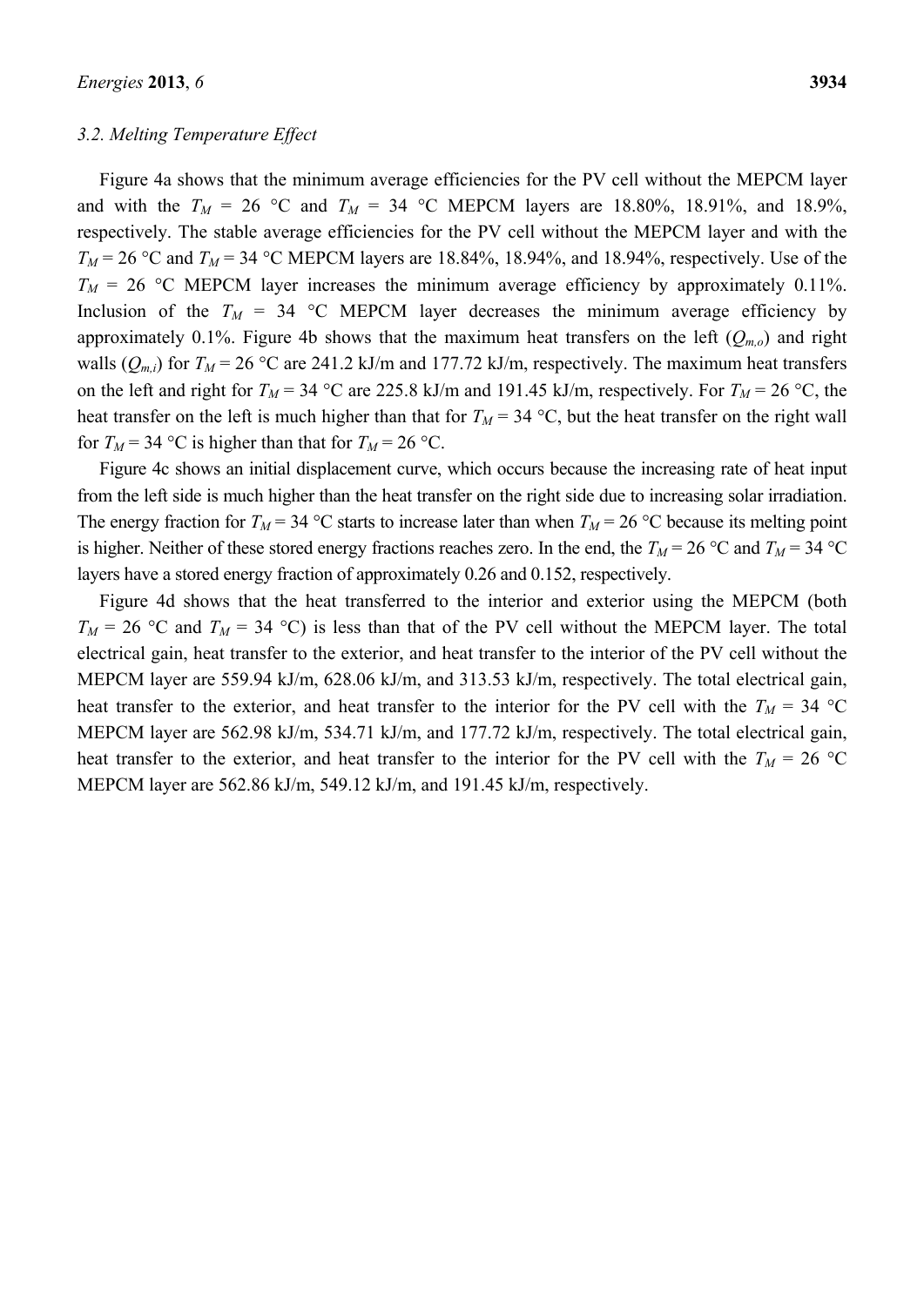### 3.2. Melting Temperature Effect

Figure 4a shows that the minimum average efficiencies for the PV cell without the MEPCM layer and with the $T_M$ = 26 °C and $T_M$ = 34 °C MEPCM layers are 18.80%, 18.91%, and 18.9%, respectively. The stable average efficiencies for the PV cell without the MEPCM layer and with the $T_M$ = 26 °C and $T_M$ = 34 °C MEPCM layers are 18.84%, 18.94%, and 18.94%, respectively. Use of the $T_M$ = 26 °C MEPCM layer increases the minimum average efficiency by approximately 0.11%. Inclusion of the $T_M$ = 34 °C MEPCM layer decreases the minimum average efficiency by approximately 0.1%. Figure 4b shows that the maximum heat transfers on the left ($Q_{m,o}$) and right walls ($Q_{m,i}$) for $T_M$ = 26 °C are 241.2 kJ/m and 177.72 kJ/m, respectively. The maximum heat transfers on the left and right for $T_M$ = 34 °C are 225.8 kJ/m and 191.45 kJ/m, respectively. For $T_M$ = 26 °C, the heat transfer on the left is much higher than that for $T_M$ = 34 °C, but the heat transfer on the right wall for $T_M$ = 34 °C is higher than that for $T_M$ = 26 °C.

Figure 4c shows an initial displacement curve, which occurs because the increasing rate of heat input from the left side is much higher than the heat transfer on the right side due to increasing solar irradiation. The energy fraction for $T_M$ = 34 °C starts to increase later than when $T_M$ = 26 °C because its melting point is higher. Neither of these stored energy fractions reaches zero. In the end, the $T_M$ = 26 °C and $T_M$ = 34 °C layers have a stored energy fraction of approximately 0.26 and 0.152, respectively.

Figure 4d shows that the heat transferred to the interior and exterior using the MEPCM (both $T_M$ = 26 °C and $T_M$ = 34 °C) is less than that of the PV cell without the MEPCM layer. The total electrical gain, heat transfer to the exterior, and heat transfer to the interior of the PV cell without the MEPCM layer are 559.94 kJ/m, 628.06 kJ/m, and 313.53 kJ/m, respectively. The total electrical gain, heat transfer to the exterior, and heat transfer to the interior for the PV cell with the $T_M$ = 34 °C MEPCM layer are 562.98 kJ/m, 534.71 kJ/m, and 177.72 kJ/m, respectively. The total electrical gain, heat transfer to the exterior, and heat transfer to the interior for the PV cell with the $T_M$ = 26 °C MEPCM layer are 562.86 kJ/m, 549.12 kJ/m, and 191.45 kJ/m, respectively.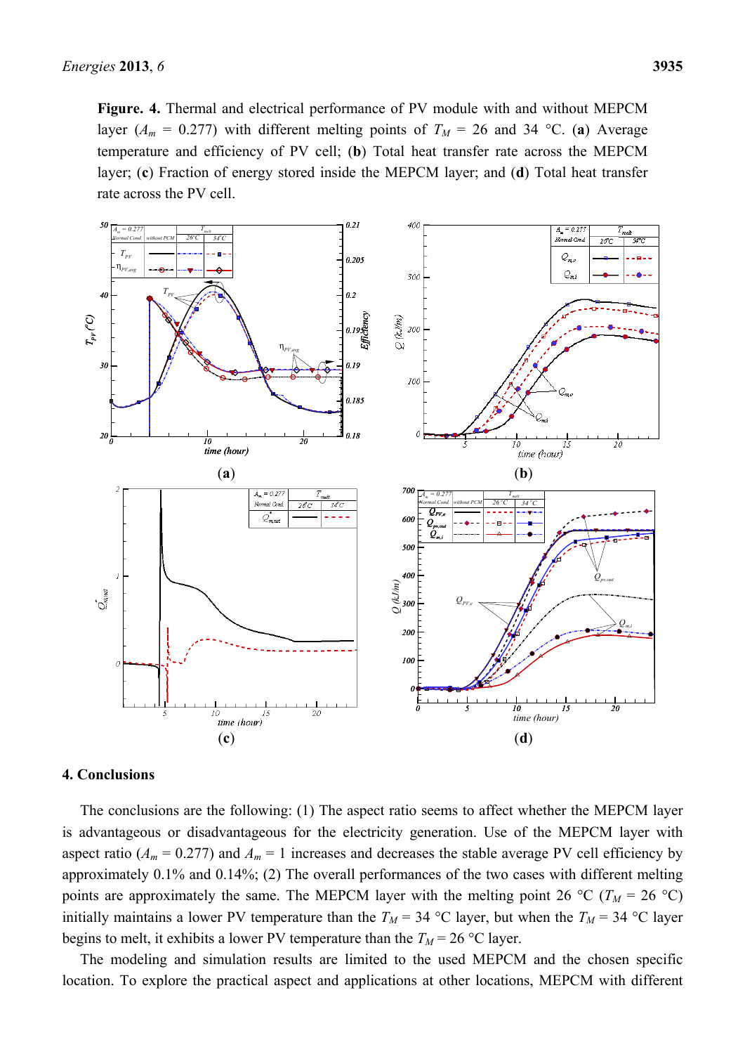**Figure. 4.** Thermal and electrical performance of PV module with and without MEPCM layer ($A_m$ = 0.277) with different melting points of $T_M$ = 26 and 34 °C. (**a**) Average temperature and efficiency of PV cell; (**b**) Total heat transfer rate across the MEPCM layer; (**c**) Fraction of energy stored inside the MEPCM layer; and (**d**) Total heat transfer rate across the PV cell.

## 4. Conclusions

The conclusions are the following: (1) The aspect ratio seems to affect whether the MEPCM layer is advantageous or disadvantageous for the electricity generation. Use of the MEPCM layer with aspect ratio ($A_m$ = 0.277) and $A_m$ = 1 increases and decreases the stable average PV cell efficiency by approximately 0.1% and 0.14%; (2) The overall performances of the two cases with different melting points are approximately the same. The MEPCM layer with the melting point 26 °C ($T_M$ = 26 °C) initially maintains a lower PV temperature than the $T_M$ = 34 °C layer, but when the $T_M$ = 34 °C layer begins to melt, it exhibits a lower PV temperature than the $T_M$ = 26 °C layer.

The modeling and simulation results are limited to the used MEPCM and the chosen specific location. To explore the practical aspect and applications at other locations, MEPCM with different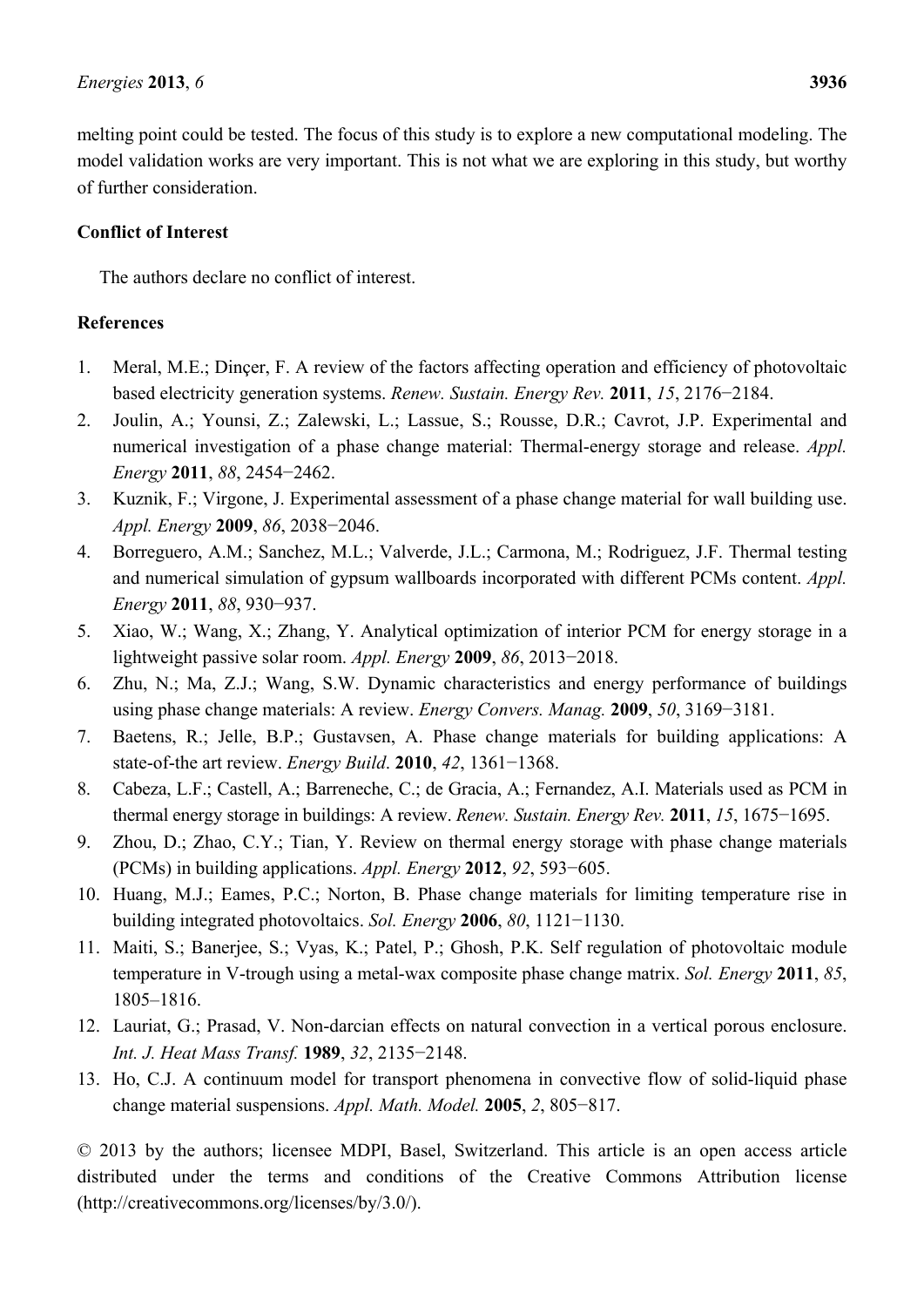melting point could be tested. The focus of this study is to explore a new computational modeling. The model validation works are very important. This is not what we are exploring in this study, but worthy of further consideration.

## Conflict of Interest

The authors declare no conflict of interest.

## References

1. Meral, M.E.; Dinçer, F. A review of the factors affecting operation and efficiency of photovoltaic based electricity generation systems. *Renew. Sustain. Energy Rev.* **2011**, *15*, 2176−2184.
2. Joulin, A.; Younsi, Z.; Zalewski, L.; Lassue, S.; Rousse, D.R.; Cavrot, J.P. Experimental and numerical investigation of a phase change material: Thermal-energy storage and release. *Appl. Energy* **2011**, *88*, 2454−2462.
3. Kuznik, F.; Virgone, J. Experimental assessment of a phase change material for wall building use. *Appl. Energy* **2009**, *86*, 2038−2046.
4. Borreguero, A.M.; Sanchez, M.L.; Valverde, J.L.; Carmona, M.; Rodriguez, J.F. Thermal testing and numerical simulation of gypsum wallboards incorporated with different PCMs content. *Appl. Energy* **2011**, *88*, 930−937.
5. Xiao, W.; Wang, X.; Zhang, Y. Analytical optimization of interior PCM for energy storage in a lightweight passive solar room. *Appl. Energy* **2009**, *86*, 2013−2018.
6. Zhu, N.; Ma, Z.J.; Wang, S.W. Dynamic characteristics and energy performance of buildings using phase change materials: A review. *Energy Convers. Manag.* **2009**, *50*, 3169−3181.
7. Baetens, R.; Jelle, B.P.; Gustavsen, A. Phase change materials for building applications: A state-of-the art review. *Energy Build*. **2010**, *42*, 1361−1368.
8. Cabeza, L.F.; Castell, A.; Barreneche, C.; de Gracia, A.; Fernandez, A.I. Materials used as PCM in thermal energy storage in buildings: A review. *Renew. Sustain. Energy Rev.* **2011**, *15*, 1675−1695.
9. Zhou, D.; Zhao, C.Y.; Tian, Y. Review on thermal energy storage with phase change materials (PCMs) in building applications. *Appl. Energy* **2012**, *92*, 593−605.
10. Huang, M.J.; Eames, P.C.; Norton, B. Phase change materials for limiting temperature rise in building integrated photovoltaics. *Sol. Energy* **2006**, *80*, 1121−1130.
11. Maiti, S.; Banerjee, S.; Vyas, K.; Patel, P.; Ghosh, P.K. Self regulation of photovoltaic module temperature in V-trough using a metal-wax composite phase change matrix. *Sol. Energy* **2011**, *85*, 1805–1816.
12. Lauriat, G.; Prasad, V. Non-darcian effects on natural convection in a vertical porous enclosure. *Int. J. Heat Mass Transf.* **1989**, *32*, 2135−2148.
13. Ho, C.J. A continuum model for transport phenomena in convective flow of solid-liquid phase change material suspensions. *Appl. Math. Model.* **2005**, *2*, 805−817.

© 2013 by the authors; licensee MDPI, Basel, Switzerland. This article is an open access article distributed under the terms and conditions of the Creative Commons Attribution license (http://creativecommons.org/licenses/by/3.0/).